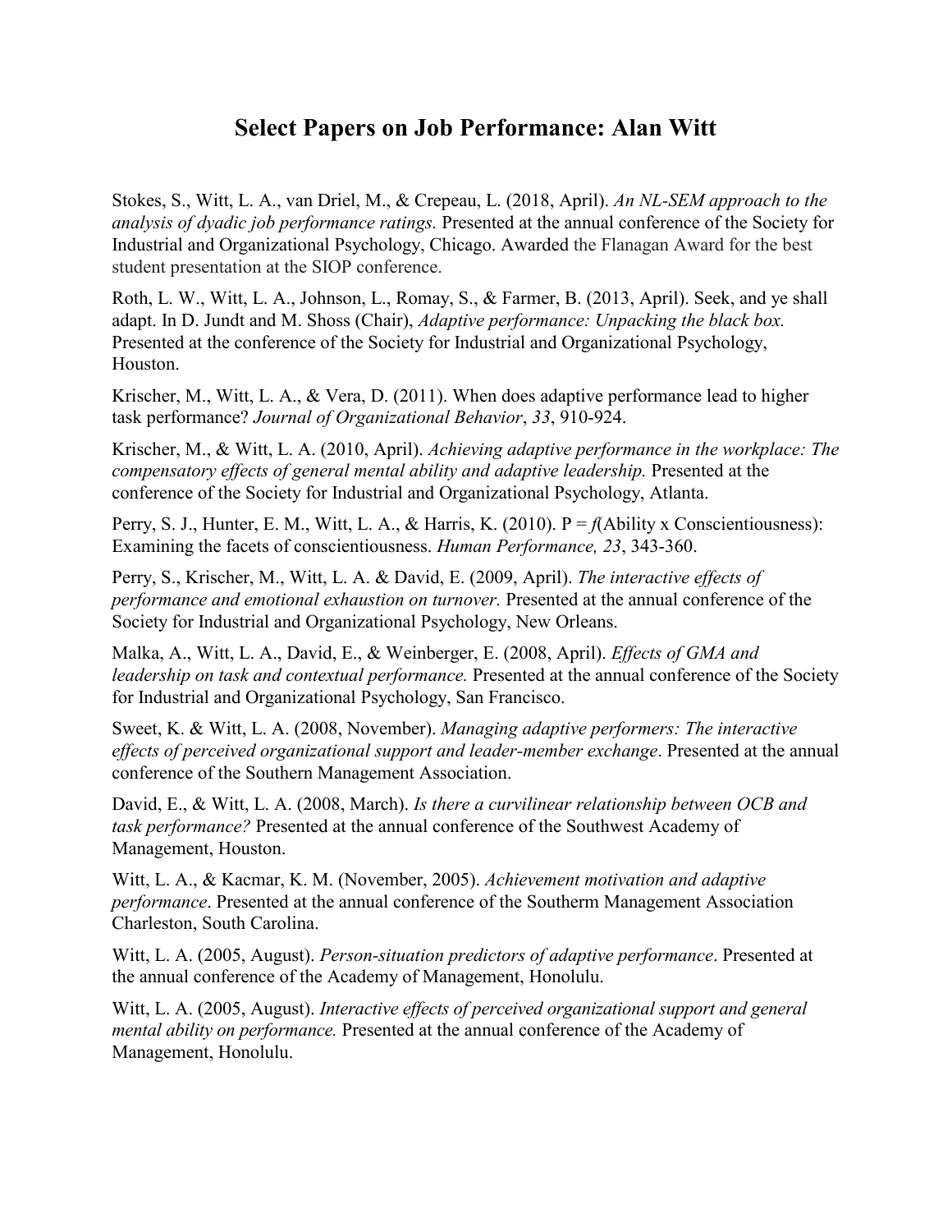# Select Papers on Job Performance: Alan Witt

Stokes, S., Witt, L. A., van Driel, M., & Crepeau, L. (2018, April). *An NL-SEM approach to the analysis of dyadic job performance ratings.* Presented at the annual conference of the Society for Industrial and Organizational Psychology, Chicago. Awarded the Flanagan Award for the best student presentation at the SIOP conference.

Roth, L. W., Witt, L. A., Johnson, L., Romay, S., & Farmer, B. (2013, April). Seek, and ye shall adapt. In D. Jundt and M. Shoss (Chair), *Adaptive performance: Unpacking the black box.* Presented at the conference of the Society for Industrial and Organizational Psychology, Houston.

Krischer, M., Witt, L. A., & Vera, D. (2011). When does adaptive performance lead to higher task performance? *Journal of Organizational Behavior*, *33*, 910-924.

Krischer, M., & Witt, L. A. (2010, April). *Achieving adaptive performance in the workplace: The compensatory effects of general mental ability and adaptive leadership.* Presented at the conference of the Society for Industrial and Organizational Psychology, Atlanta.

Perry, S. J., Hunter, E. M., Witt, L. A., & Harris, K. (2010). P = *f*(Ability x Conscientiousness): Examining the facets of conscientiousness. *Human Performance, 23*, 343-360.

Perry, S., Krischer, M., Witt, L. A. & David, E. (2009, April). *The interactive effects of performance and emotional exhaustion on turnover.* Presented at the annual conference of the Society for Industrial and Organizational Psychology, New Orleans.

Malka, A., Witt, L. A., David, E., & Weinberger, E. (2008, April). *Effects of GMA and leadership on task and contextual performance.* Presented at the annual conference of the Society for Industrial and Organizational Psychology, San Francisco.

Sweet, K. & Witt, L. A. (2008, November). *Managing adaptive performers: The interactive effects of perceived organizational support and leader-member exchange*. Presented at the annual conference of the Southern Management Association.

David, E., & Witt, L. A. (2008, March). *Is there a curvilinear relationship between OCB and task performance?* Presented at the annual conference of the Southwest Academy of Management, Houston.

Witt, L. A., & Kacmar, K. M. (November, 2005). *Achievement motivation and adaptive performance*. Presented at the annual conference of the Southerm Management Association Charleston, South Carolina.

Witt, L. A. (2005, August). *Person-situation predictors of adaptive performance*. Presented at the annual conference of the Academy of Management, Honolulu.

Witt, L. A. (2005, August). *Interactive effects of perceived organizational support and general mental ability on performance.* Presented at the annual conference of the Academy of Management, Honolulu.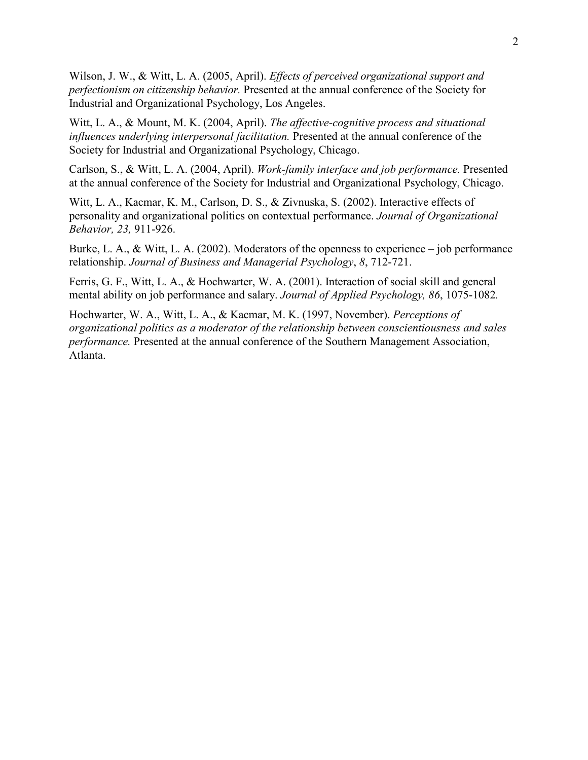Wilson, J. W., & Witt, L. A. (2005, April). *Effects of perceived organizational support and perfectionism on citizenship behavior.* Presented at the annual conference of the Society for Industrial and Organizational Psychology, Los Angeles.

Witt, L. A., & Mount, M. K. (2004, April). *The affective-cognitive process and situational influences underlying interpersonal facilitation.* Presented at the annual conference of the Society for Industrial and Organizational Psychology, Chicago.

Carlson, S., & Witt, L. A. (2004, April). *Work-family interface and job performance.* Presented at the annual conference of the Society for Industrial and Organizational Psychology, Chicago.

Witt, L. A., Kacmar, K. M., Carlson, D. S., & Zivnuska, S. (2002). Interactive effects of personality and organizational politics on contextual performance. *Journal of Organizational Behavior, 23,* 911-926.

Burke, L. A., & Witt, L. A. (2002). Moderators of the openness to experience – job performance relationship. *Journal of Business and Managerial Psychology*, *8*, 712-721.

Ferris, G. F., Witt, L. A., & Hochwarter, W. A. (2001). Interaction of social skill and general mental ability on job performance and salary. *Journal of Applied Psychology, 86*, 1075-1082.

Hochwarter, W. A., Witt, L. A., & Kacmar, M. K. (1997, November). *Perceptions of organizational politics as a moderator of the relationship between conscientiousness and sales performance.* Presented at the annual conference of the Southern Management Association, Atlanta.